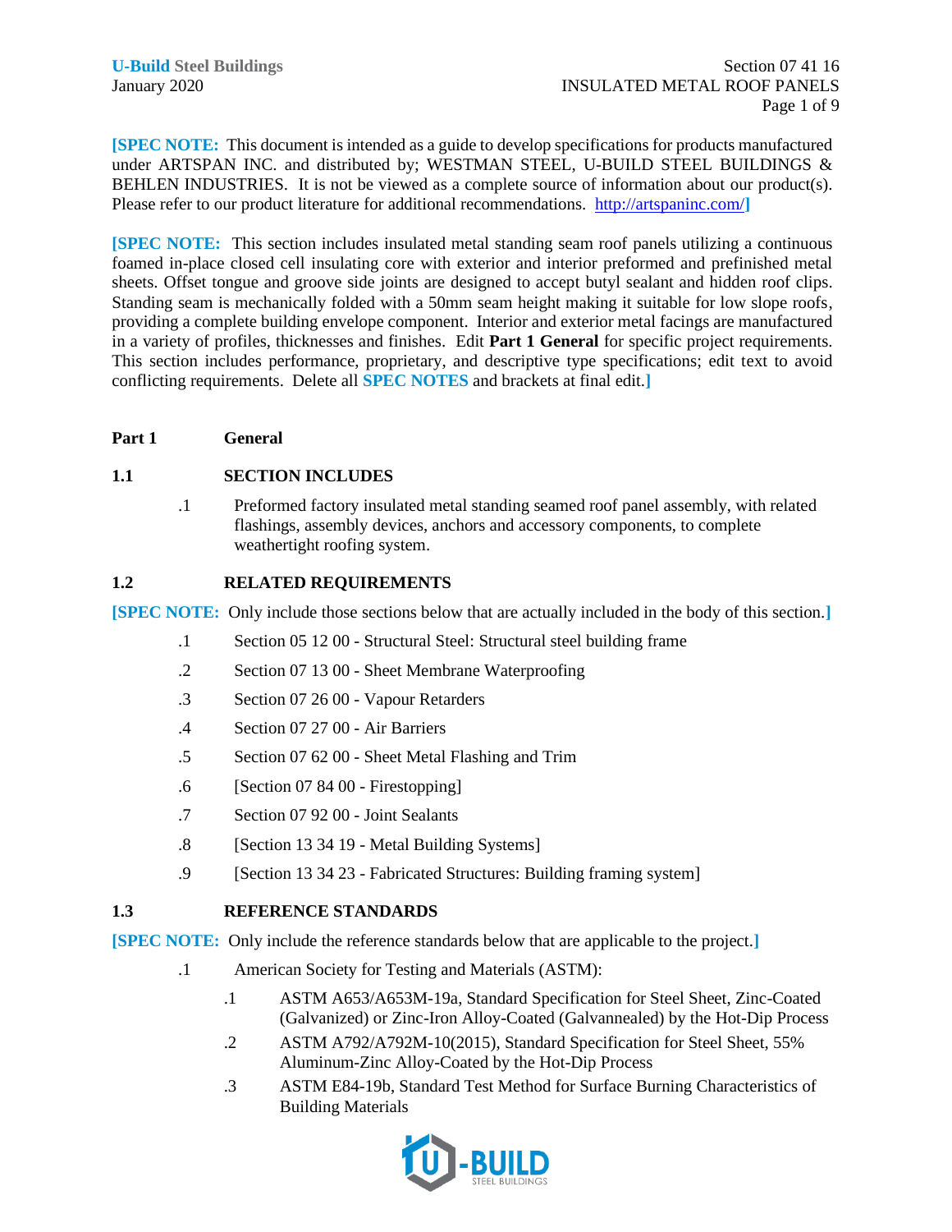**[SPEC NOTE:** This document is intended as a guide to develop specifications for products manufactured under ARTSPAN INC. and distributed by; WESTMAN STEEL, U-BUILD STEEL BUILDINGS & BEHLEN INDUSTRIES. It is not be viewed as a complete source of information about our product(s). Please refer to our product literature for additional recommendations. http://artspaninc.com/**]**

**[SPEC NOTE:** This section includes insulated metal standing seam roof panels utilizing a continuous foamed in-place closed cell insulating core with exterior and interior preformed and prefinished metal sheets. Offset tongue and groove side joints are designed to accept butyl sealant and hidden roof clips. Standing seam is mechanically folded with a 50mm seam height making it suitable for low slope roofs, providing a complete building envelope component. Interior and exterior metal facings are manufactured in a variety of profiles, thicknesses and finishes. Edit **Part 1 General** for specific project requirements. This section includes performance, proprietary, and descriptive type specifications; edit text to avoid conflicting requirements. Delete all **SPEC NOTES** and brackets at final edit.**]**

# Part 1 General

## 1.1 SECTION INCLUDES

.1 Preformed factory insulated metal standing seamed roof panel assembly, with related flashings, assembly devices, anchors and accessory components, to complete weathertight roofing system.

## 1.2 RELATED REQUIREMENTS

**[SPEC NOTE:** Only include those sections below that are actually included in the body of this section.**]**

.1 Section 05 12 00 - Structural Steel: Structural steel building frame

.2 Section 07 13 00 - Sheet Membrane Waterproofing

.3 Section 07 26 00 - Vapour Retarders

.4 Section 07 27 00 - Air Barriers

.5 Section 07 62 00 - Sheet Metal Flashing and Trim

.6 [Section 07 84 00 - Firestopping]

.7 Section 07 92 00 - Joint Sealants

.8 [Section 13 34 19 - Metal Building Systems]

.9 [Section 13 34 23 - Fabricated Structures: Building framing system]

## 1.3 REFERENCE STANDARDS

**[SPEC NOTE:** Only include the reference standards below that are applicable to the project.**]**

.1 American Society for Testing and Materials (ASTM):

- .1 ASTM A653/A653M-19a, Standard Specification for Steel Sheet, Zinc-Coated (Galvanized) or Zinc-Iron Alloy-Coated (Galvannealed) by the Hot-Dip Process
- .2 ASTM A792/A792M-10(2015), Standard Specification for Steel Sheet, 55% Aluminum-Zinc Alloy-Coated by the Hot-Dip Process
- .3 ASTM E84-19b, Standard Test Method for Surface Burning Characteristics of Building Materials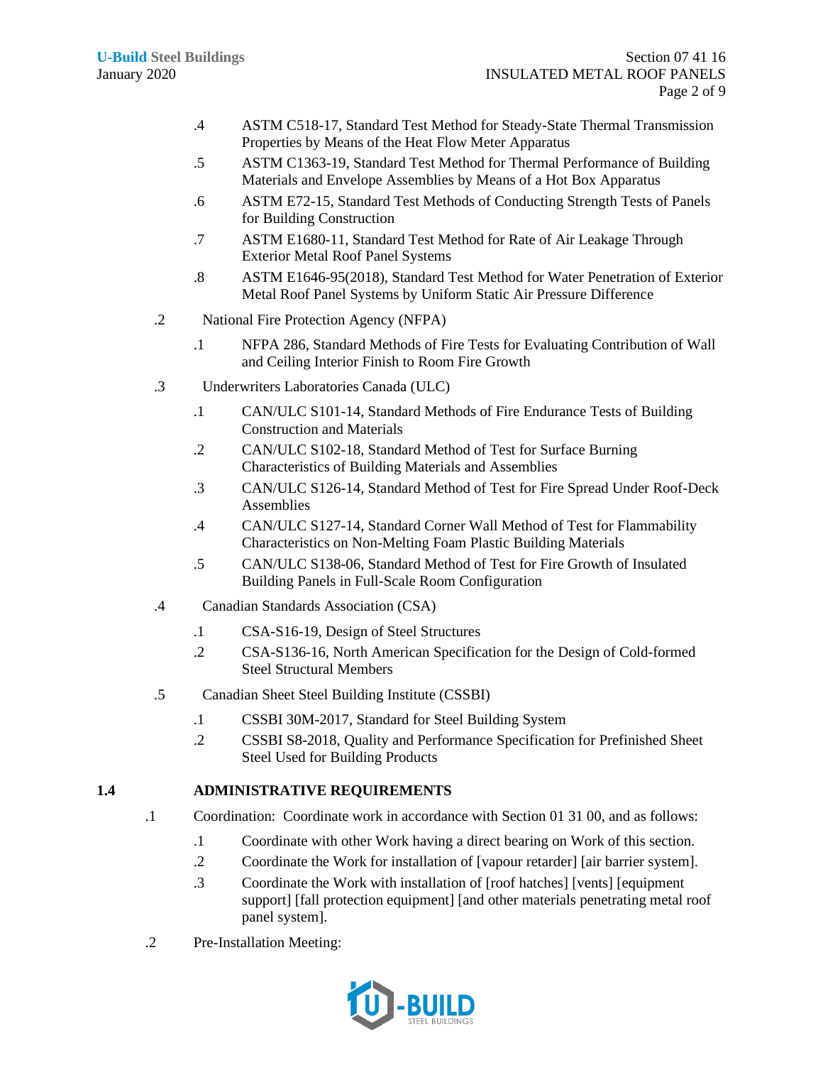.4 ASTM C518-17, Standard Test Method for Steady-State Thermal Transmission Properties by Means of the Heat Flow Meter Apparatus

.5 ASTM C1363-19, Standard Test Method for Thermal Performance of Building Materials and Envelope Assemblies by Means of a Hot Box Apparatus

.6 ASTM E72-15, Standard Test Methods of Conducting Strength Tests of Panels for Building Construction

.7 ASTM E1680-11, Standard Test Method for Rate of Air Leakage Through Exterior Metal Roof Panel Systems

.8 ASTM E1646-95(2018), Standard Test Method for Water Penetration of Exterior Metal Roof Panel Systems by Uniform Static Air Pressure Difference

.2 National Fire Protection Agency (NFPA)

.1 NFPA 286, Standard Methods of Fire Tests for Evaluating Contribution of Wall and Ceiling Interior Finish to Room Fire Growth

.3 Underwriters Laboratories Canada (ULC)

.1 CAN/ULC S101-14, Standard Methods of Fire Endurance Tests of Building Construction and Materials

.2 CAN/ULC S102-18, Standard Method of Test for Surface Burning Characteristics of Building Materials and Assemblies

.3 CAN/ULC S126-14, Standard Method of Test for Fire Spread Under Roof-Deck Assemblies

.4 CAN/ULC S127-14, Standard Corner Wall Method of Test for Flammability Characteristics on Non-Melting Foam Plastic Building Materials

.5 CAN/ULC S138-06, Standard Method of Test for Fire Growth of Insulated Building Panels in Full-Scale Room Configuration

.4 Canadian Standards Association (CSA)

.1 CSA-S16-19, Design of Steel Structures

.2 CSA-S136-16, North American Specification for the Design of Cold-formed Steel Structural Members

.5 Canadian Sheet Steel Building Institute (CSSBI)

.1 CSSBI 30M-2017, Standard for Steel Building System

.2 CSSBI S8-2018, Quality and Performance Specification for Prefinished Sheet Steel Used for Building Products

## 1.4 ADMINISTRATIVE REQUIREMENTS

.1 Coordination: Coordinate work in accordance with Section 01 31 00, and as follows:

.1 Coordinate with other Work having a direct bearing on Work of this section.

.2 Coordinate the Work for installation of [vapour retarder] [air barrier system].

.3 Coordinate the Work with installation of [roof hatches] [vents] [equipment support] [fall protection equipment] [and other materials penetrating metal roof panel system].

.2 Pre-Installation Meeting: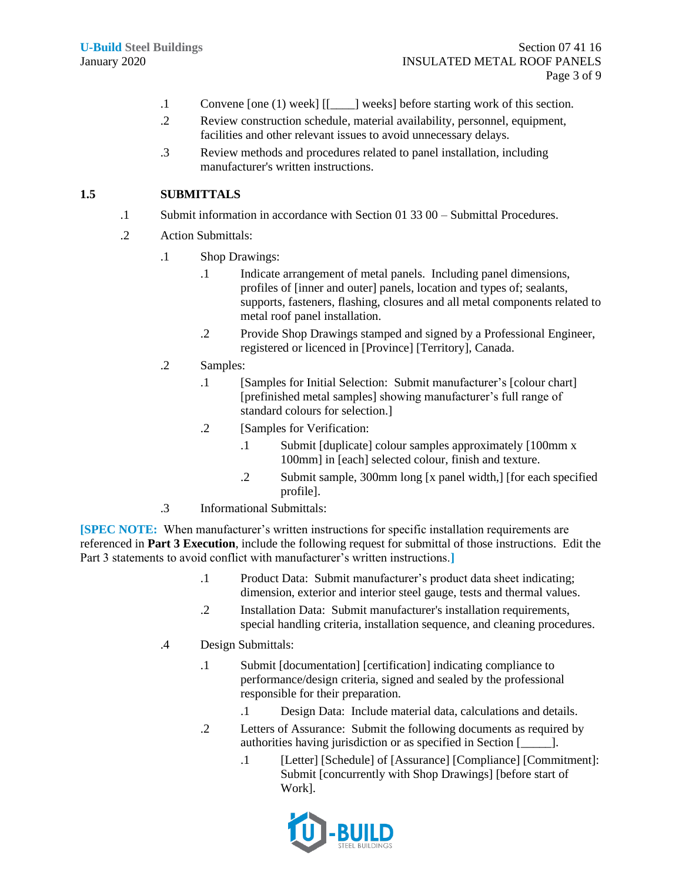.1 Convene [one (1) week] [[____] weeks] before starting work of this section.

.2 Review construction schedule, material availability, personnel, equipment, facilities and other relevant issues to avoid unnecessary delays.

.3 Review methods and procedures related to panel installation, including manufacturer's written instructions.

## 1.5 SUBMITTALS

.1 Submit information in accordance with Section 01 33 00 – Submittal Procedures.

.2 Action Submittals:

- .1 Shop Drawings:
  - .1 Indicate arrangement of metal panels. Including panel dimensions, profiles of [inner and outer] panels, location and types of; sealants, supports, fasteners, flashing, closures and all metal components related to metal roof panel installation.
  - .2 Provide Shop Drawings stamped and signed by a Professional Engineer, registered or licenced in [Province] [Territory], Canada.
- .2 Samples:
  - .1 [Samples for Initial Selection: Submit manufacturer's [colour chart] [prefinished metal samples] showing manufacturer's full range of standard colours for selection.]
  - .2 [Samples for Verification:
    - .1 Submit [duplicate] colour samples approximately [100mm x 100mm] in [each] selected colour, finish and texture.
    - .2 Submit sample, 300mm long [x panel width,] [for each specified profile].
- .3 Informational Submittals:

**[SPEC NOTE:** When manufacturer's written instructions for specific installation requirements are referenced in **Part 3 Execution**, include the following request for submittal of those instructions. Edit the Part 3 statements to avoid conflict with manufacturer's written instructions.**]**

  - .1 Product Data: Submit manufacturer's product data sheet indicating; dimension, exterior and interior steel gauge, tests and thermal values.
  - .2 Installation Data: Submit manufacturer's installation requirements, special handling criteria, installation sequence, and cleaning procedures.
- .4 Design Submittals:
  - .1 Submit [documentation] [certification] indicating compliance to performance/design criteria, signed and sealed by the professional responsible for their preparation.
    - .1 Design Data: Include material data, calculations and details.
  - .2 Letters of Assurance: Submit the following documents as required by authorities having jurisdiction or as specified in Section [_____].
    - .1 [Letter] [Schedule] of [Assurance] [Compliance] [Commitment]: Submit [concurrently with Shop Drawings] [before start of Work].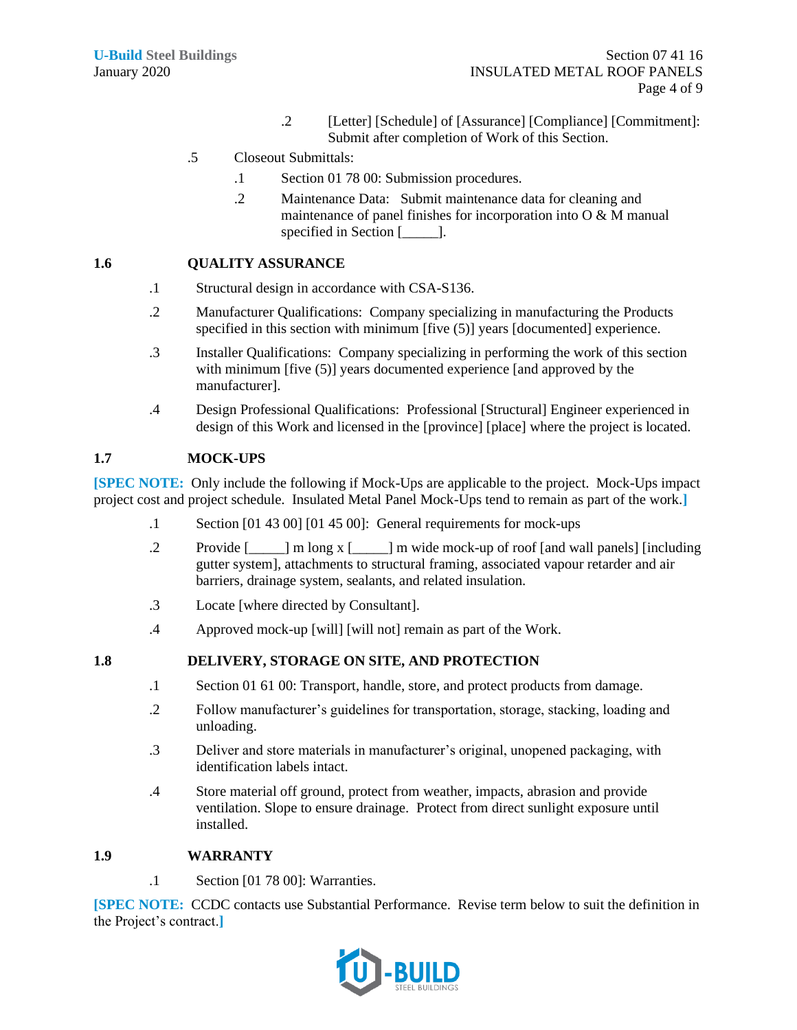.2 [Letter] [Schedule] of [Assurance] [Compliance] [Commitment]: Submit after completion of Work of this Section.

.5 Closeout Submittals:

.1 Section 01 78 00: Submission procedures.

.2 Maintenance Data: Submit maintenance data for cleaning and maintenance of panel finishes for incorporation into O & M manual specified in Section [_____].

## 1.6 QUALITY ASSURANCE

.1 Structural design in accordance with CSA-S136.

.2 Manufacturer Qualifications: Company specializing in manufacturing the Products specified in this section with minimum [five (5)] years [documented] experience.

.3 Installer Qualifications: Company specializing in performing the work of this section with minimum [five (5)] years documented experience [and approved by the manufacturer].

.4 Design Professional Qualifications: Professional [Structural] Engineer experienced in design of this Work and licensed in the [province] [place] where the project is located.

## 1.7 MOCK-UPS

**[SPEC NOTE:** Only include the following if Mock-Ups are applicable to the project. Mock-Ups impact project cost and project schedule. Insulated Metal Panel Mock-Ups tend to remain as part of the work.**]**

.1 Section [01 43 00] [01 45 00]: General requirements for mock-ups

.2 Provide [_____] m long x [_____] m wide mock-up of roof [and wall panels] [including gutter system], attachments to structural framing, associated vapour retarder and air barriers, drainage system, sealants, and related insulation.

.3 Locate [where directed by Consultant].

.4 Approved mock-up [will] [will not] remain as part of the Work.

## 1.8 DELIVERY, STORAGE ON SITE, AND PROTECTION

.1 Section 01 61 00: Transport, handle, store, and protect products from damage.

.2 Follow manufacturer's guidelines for transportation, storage, stacking, loading and unloading.

.3 Deliver and store materials in manufacturer's original, unopened packaging, with identification labels intact.

.4 Store material off ground, protect from weather, impacts, abrasion and provide ventilation. Slope to ensure drainage. Protect from direct sunlight exposure until installed.

## 1.9 WARRANTY

.1 Section [01 78 00]: Warranties.

**[SPEC NOTE:** CCDC contacts use Substantial Performance. Revise term below to suit the definition in the Project's contract.**]**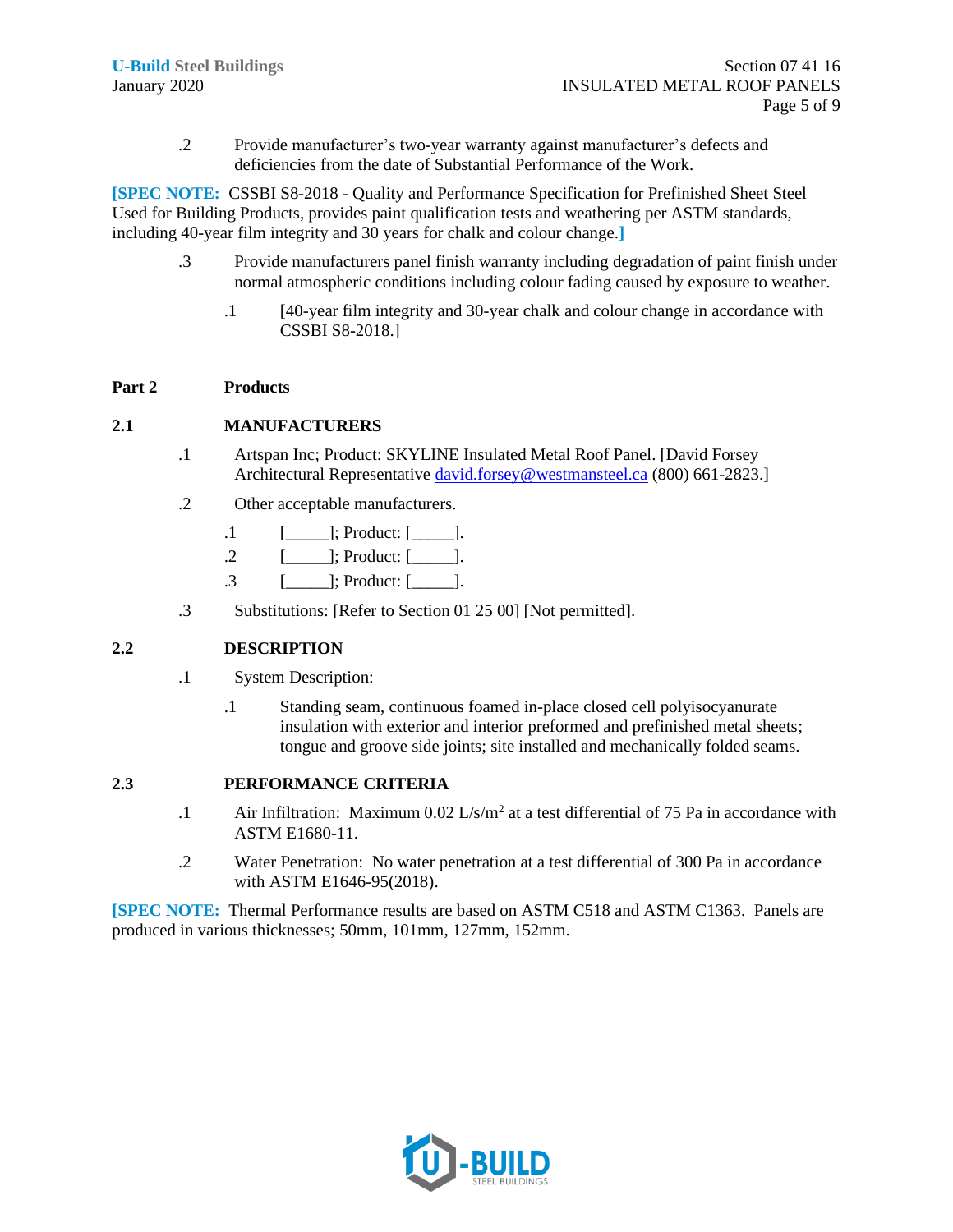.2 Provide manufacturer's two-year warranty against manufacturer's defects and deficiencies from the date of Substantial Performance of the Work.

**[SPEC NOTE:** CSSBI S8-2018 - Quality and Performance Specification for Prefinished Sheet Steel Used for Building Products, provides paint qualification tests and weathering per ASTM standards, including 40-year film integrity and 30 years for chalk and colour change.**]**

.3 Provide manufacturers panel finish warranty including degradation of paint finish under normal atmospheric conditions including colour fading caused by exposure to weather.

- .1 [40-year film integrity and 30-year chalk and colour change in accordance with CSSBI S8-2018.]

## Part 2 Products

### 2.1 MANUFACTURERS

.1 Artspan Inc; Product: SKYLINE Insulated Metal Roof Panel. [David Forsey Architectural Representative david.forsey@westmansteel.ca (800) 661-2823.]

.2 Other acceptable manufacturers.

- .1 [_____]; Product: [_____].
- .2 [_____]; Product: [_____].
- .3 [_____]; Product: [_____].

.3 Substitutions: [Refer to Section 01 25 00] [Not permitted].

### 2.2 DESCRIPTION

.1 System Description:

- .1 Standing seam, continuous foamed in-place closed cell polyisocyanurate insulation with exterior and interior preformed and prefinished metal sheets; tongue and groove side joints; site installed and mechanically folded seams.

### 2.3 PERFORMANCE CRITERIA

.1 Air Infiltration: Maximum 0.02 L/s/$m^2$ at a test differential of 75 Pa in accordance with ASTM E1680-11.

.2 Water Penetration: No water penetration at a test differential of 300 Pa in accordance with ASTM E1646-95(2018).

**[SPEC NOTE:** Thermal Performance results are based on ASTM C518 and ASTM C1363. Panels are produced in various thicknesses; 50mm, 101mm, 127mm, 152mm.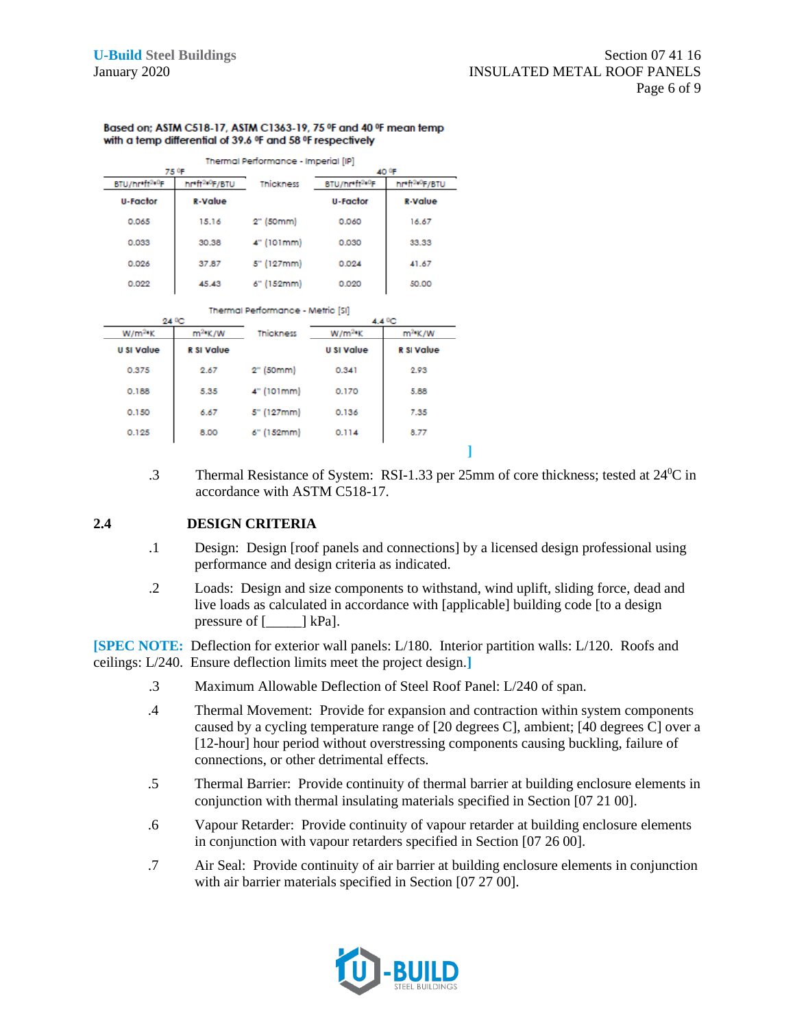**Based on; ASTM C518-17, ASTM C1363-19, 75 ºF and 40 ºF mean temp with a temp differential of 39.6 ºF and 58 ºF respectively**

Thermal Performance - Imperial [IP]

| 75 ºF | | | 40 ºF | |
|---|---|---|---|---|
| BTU/hr•ft²•ºF | hr•ft²•ºF/BTU | Thickness | BTU/hr•ft²•ºF | hr•ft²•ºF/BTU |
| **U-Factor** | **R-Value** | | **U-Factor** | **R-Value** |
| 0.065 | 15.16 | 2" (50mm) | 0.060 | 16.67 |
| 0.033 | 30.38 | 4" (101mm) | 0.030 | 33.33 |
| 0.026 | 37.87 | 5" (127mm) | 0.024 | 41.67 |
| 0.022 | 45.43 | 6" (152mm) | 0.020 | 50.00 |

Thermal Performance - Metric [SI]

| 24 ºC | | | 4.4 ºC | |
|---|---|---|---|---|
| W/m²•K | m²•K/W | Thickness | W/m²•K | m²•K/W |
| **U SI Value** | **R SI Value** | | **U SI Value** | **R SI Value** |
| 0.375 | 2.67 | 2" (50mm) | 0.341 | 2.93 |
| 0.188 | 5.35 | 4" (101mm) | 0.170 | 5.88 |
| 0.150 | 6.67 | 5" (127mm) | 0.136 | 7.35 |
| 0.125 | 8.00 | 6" (152mm) | 0.114 | 8.77 |

]

.3 Thermal Resistance of System: RSI-1.33 per 25mm of core thickness; tested at 24ºC in accordance with ASTM C518-17.

## 2.4 DESIGN CRITERIA

.1 Design: Design [roof panels and connections] by a licensed design professional using performance and design criteria as indicated.

.2 Loads: Design and size components to withstand, wind uplift, sliding force, dead and live loads as calculated in accordance with [applicable] building code [to a design pressure of [_____] kPa].

**[SPEC NOTE:** Deflection for exterior wall panels: L/180. Interior partition walls: L/120. Roofs and ceilings: L/240. Ensure deflection limits meet the project design.**]**

.3 Maximum Allowable Deflection of Steel Roof Panel: L/240 of span.

.4 Thermal Movement: Provide for expansion and contraction within system components caused by a cycling temperature range of [20 degrees C], ambient; [40 degrees C] over a [12-hour] hour period without overstressing components causing buckling, failure of connections, or other detrimental effects.

.5 Thermal Barrier: Provide continuity of thermal barrier at building enclosure elements in conjunction with thermal insulating materials specified in Section [07 21 00].

.6 Vapour Retarder: Provide continuity of vapour retarder at building enclosure elements in conjunction with vapour retarders specified in Section [07 26 00].

.7 Air Seal: Provide continuity of air barrier at building enclosure elements in conjunction with air barrier materials specified in Section [07 27 00].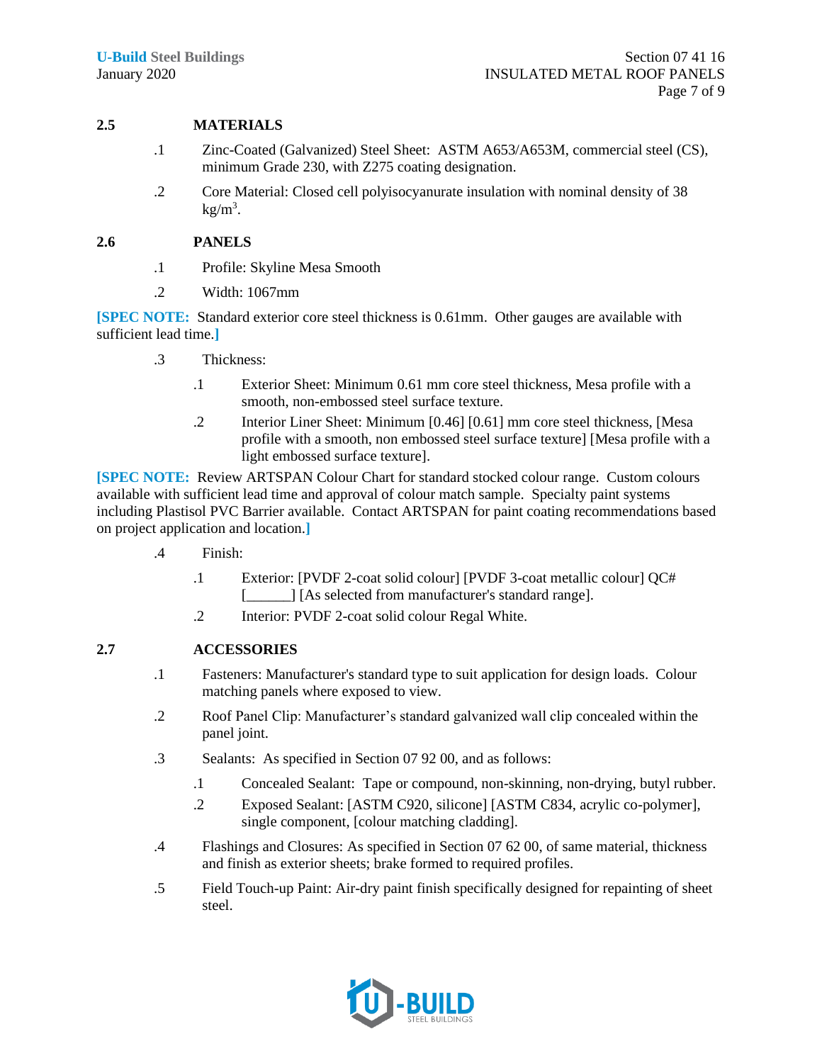## 2.5 MATERIALS

.1 Zinc-Coated (Galvanized) Steel Sheet: ASTM A653/A653M, commercial steel (CS), minimum Grade 230, with Z275 coating designation.

.2 Core Material: Closed cell polyisocyanurate insulation with nominal density of 38 $kg/m^3$.

## 2.6 PANELS

.1 Profile: Skyline Mesa Smooth

.2 Width: 1067mm

**[SPEC NOTE:** Standard exterior core steel thickness is 0.61mm. Other gauges are available with sufficient lead time.**]**

.3 Thickness:

- .1 Exterior Sheet: Minimum 0.61 mm core steel thickness, Mesa profile with a smooth, non-embossed steel surface texture.
- .2 Interior Liner Sheet: Minimum [0.46] [0.61] mm core steel thickness, [Mesa profile with a smooth, non embossed steel surface texture] [Mesa profile with a light embossed surface texture].

**[SPEC NOTE:** Review ARTSPAN Colour Chart for standard stocked colour range. Custom colours available with sufficient lead time and approval of colour match sample. Specialty paint systems including Plastisol PVC Barrier available. Contact ARTSPAN for paint coating recommendations based on project application and location.**]**

.4 Finish:

- .1 Exterior: [PVDF 2-coat solid colour] [PVDF 3-coat metallic colour] QC# [______] [As selected from manufacturer's standard range].
- .2 Interior: PVDF 2-coat solid colour Regal White.

## 2.7 ACCESSORIES

.1 Fasteners: Manufacturer's standard type to suit application for design loads. Colour matching panels where exposed to view.

.2 Roof Panel Clip: Manufacturer’s standard galvanized wall clip concealed within the panel joint.

.3 Sealants: As specified in Section 07 92 00, and as follows:

- .1 Concealed Sealant: Tape or compound, non-skinning, non-drying, butyl rubber.
- .2 Exposed Sealant: [ASTM C920, silicone] [ASTM C834, acrylic co-polymer], single component, [colour matching cladding].

.4 Flashings and Closures: As specified in Section 07 62 00, of same material, thickness and finish as exterior sheets; brake formed to required profiles.

.5 Field Touch-up Paint: Air-dry paint finish specifically designed for repainting of sheet steel.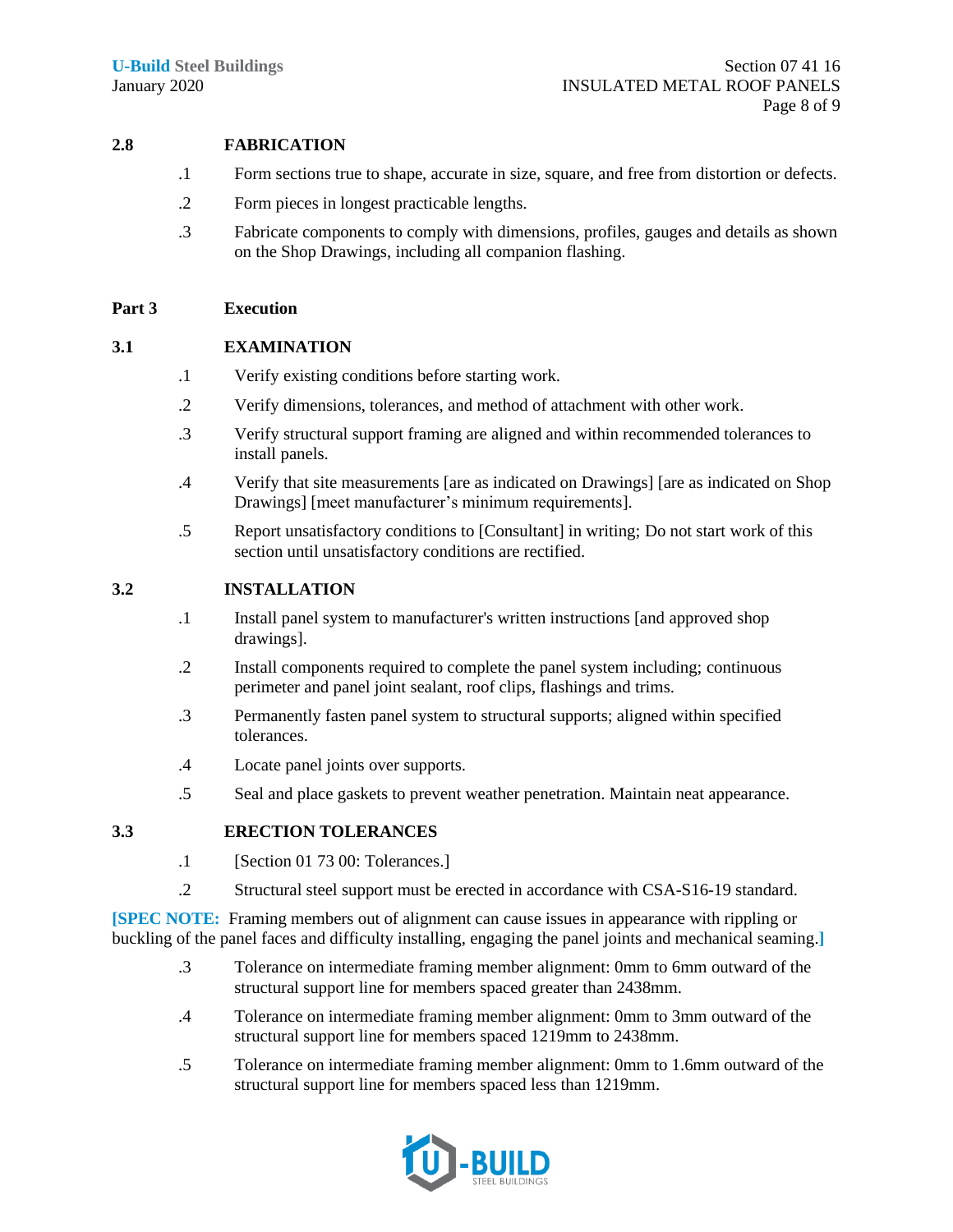## 2.8 FABRICATION

.1 Form sections true to shape, accurate in size, square, and free from distortion or defects.

.2 Form pieces in longest practicable lengths.

.3 Fabricate components to comply with dimensions, profiles, gauges and details as shown on the Shop Drawings, including all companion flashing.

# Part 3 Execution

## 3.1 EXAMINATION

.1 Verify existing conditions before starting work.

.2 Verify dimensions, tolerances, and method of attachment with other work.

.3 Verify structural support framing are aligned and within recommended tolerances to install panels.

.4 Verify that site measurements [are as indicated on Drawings] [are as indicated on Shop Drawings] [meet manufacturer's minimum requirements].

.5 Report unsatisfactory conditions to [Consultant] in writing; Do not start work of this section until unsatisfactory conditions are rectified.

## 3.2 INSTALLATION

.1 Install panel system to manufacturer's written instructions [and approved shop drawings].

.2 Install components required to complete the panel system including; continuous perimeter and panel joint sealant, roof clips, flashings and trims.

.3 Permanently fasten panel system to structural supports; aligned within specified tolerances.

.4 Locate panel joints over supports.

.5 Seal and place gaskets to prevent weather penetration. Maintain neat appearance.

## 3.3 ERECTION TOLERANCES

.1 [Section 01 73 00: Tolerances.]

.2 Structural steel support must be erected in accordance with CSA-S16-19 standard.

**[SPEC NOTE:** Framing members out of alignment can cause issues in appearance with rippling or buckling of the panel faces and difficulty installing, engaging the panel joints and mechanical seaming.**]**

.3 Tolerance on intermediate framing member alignment: 0mm to 6mm outward of the structural support line for members spaced greater than 2438mm.

.4 Tolerance on intermediate framing member alignment: 0mm to 3mm outward of the structural support line for members spaced 1219mm to 2438mm.

.5 Tolerance on intermediate framing member alignment: 0mm to 1.6mm outward of the structural support line for members spaced less than 1219mm.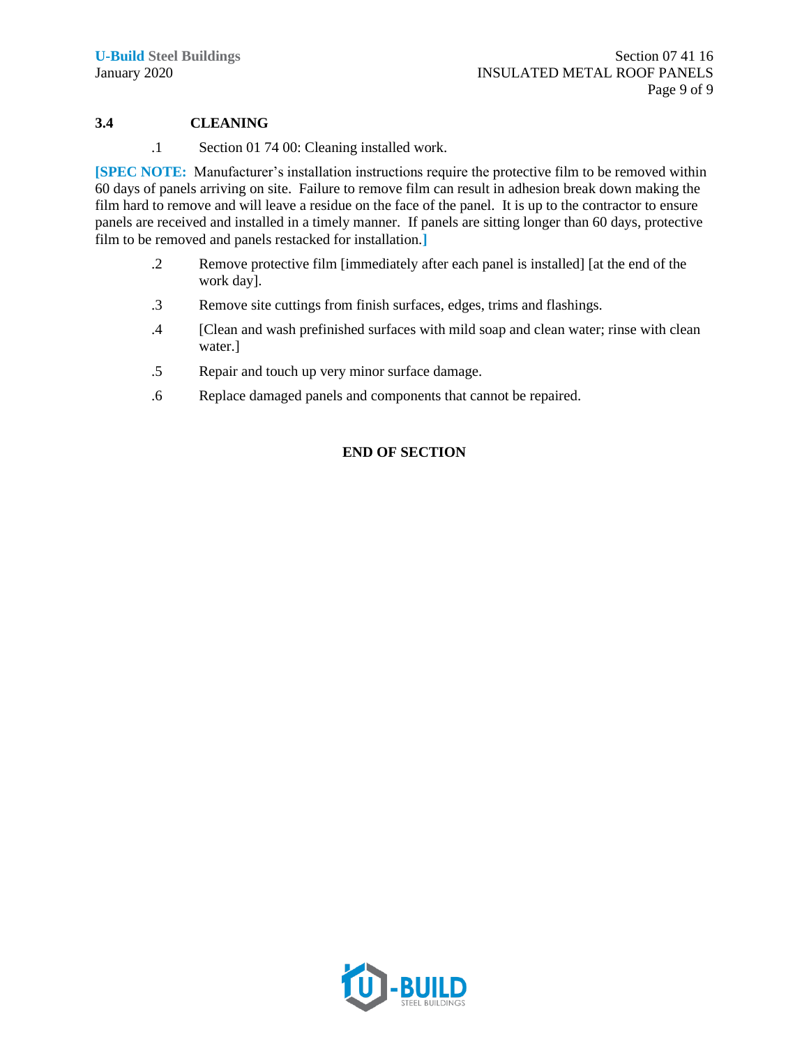### 3.4 CLEANING

.1 Section 01 74 00: Cleaning installed work.

**[SPEC NOTE:** Manufacturer's installation instructions require the protective film to be removed within 60 days of panels arriving on site. Failure to remove film can result in adhesion break down making the film hard to remove and will leave a residue on the face of the panel. It is up to the contractor to ensure panels are received and installed in a timely manner. If panels are sitting longer than 60 days, protective film to be removed and panels restacked for installation.**]**

.2 Remove protective film [immediately after each panel is installed] [at the end of the work day].

.3 Remove site cuttings from finish surfaces, edges, trims and flashings.

.4 [Clean and wash prefinished surfaces with mild soap and clean water; rinse with clean water.]

.5 Repair and touch up very minor surface damage.

.6 Replace damaged panels and components that cannot be repaired.

**END OF SECTION**